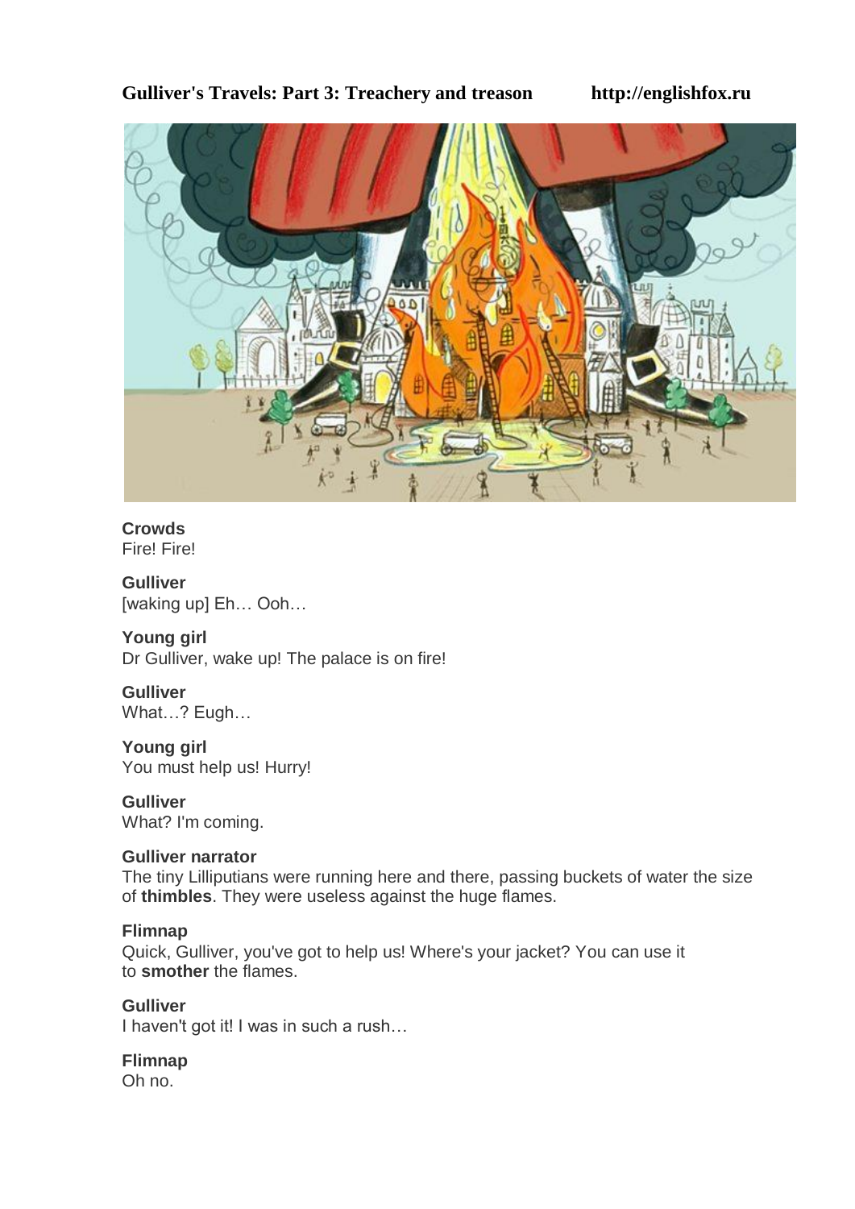# Gulliver's Travels: Part 3: Treachery and treason http://englishfox.ru

**Crowds**
Fire! Fire!

**Gulliver**
[waking up] Eh… Ooh…

**Young girl**
Dr Gulliver, wake up! The palace is on fire!

**Gulliver**
What…? Eugh…

**Young girl**
You must help us! Hurry!

**Gulliver**
What? I'm coming.

**Gulliver narrator**
The tiny Lilliputians were running here and there, passing buckets of water the size of **thimbles**. They were useless against the huge flames.

**Flimnap**
Quick, Gulliver, you've got to help us! Where's your jacket? You can use it to **smother** the flames.

**Gulliver**
I haven't got it! I was in such a rush…

**Flimnap**
Oh no.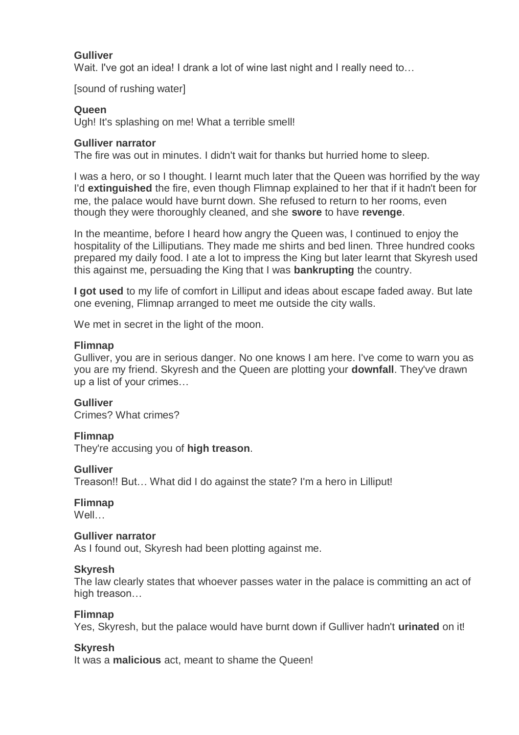**Gulliver**
Wait. I've got an idea! I drank a lot of wine last night and I really need to…

[sound of rushing water]

**Queen**
Ugh! It's splashing on me! What a terrible smell!

**Gulliver narrator**
The fire was out in minutes. I didn't wait for thanks but hurried home to sleep.

I was a hero, or so I thought. I learnt much later that the Queen was horrified by the way I'd **extinguished** the fire, even though Flimnap explained to her that if it hadn't been for me, the palace would have burnt down. She refused to return to her rooms, even though they were thoroughly cleaned, and she **swore** to have **revenge**.

In the meantime, before I heard how angry the Queen was, I continued to enjoy the hospitality of the Lilliputians. They made me shirts and bed linen. Three hundred cooks prepared my daily food. I ate a lot to impress the King but later learnt that Skyresh used this against me, persuading the King that I was **bankrupting** the country.

**I got used** to my life of comfort in Lilliput and ideas about escape faded away. But late one evening, Flimnap arranged to meet me outside the city walls.

We met in secret in the light of the moon.

**Flimnap**
Gulliver, you are in serious danger. No one knows I am here. I've come to warn you as you are my friend. Skyresh and the Queen are plotting your **downfall**. They've drawn up a list of your crimes…

**Gulliver**
Crimes? What crimes?

**Flimnap**
They're accusing you of **high treason**.

**Gulliver**
Treason!! But… What did I do against the state? I'm a hero in Lilliput!

**Flimnap**
Well…

**Gulliver narrator**
As I found out, Skyresh had been plotting against me.

**Skyresh**
The law clearly states that whoever passes water in the palace is committing an act of high treason…

**Flimnap**
Yes, Skyresh, but the palace would have burnt down if Gulliver hadn't **urinated** on it!

**Skyresh**
It was a **malicious** act, meant to shame the Queen!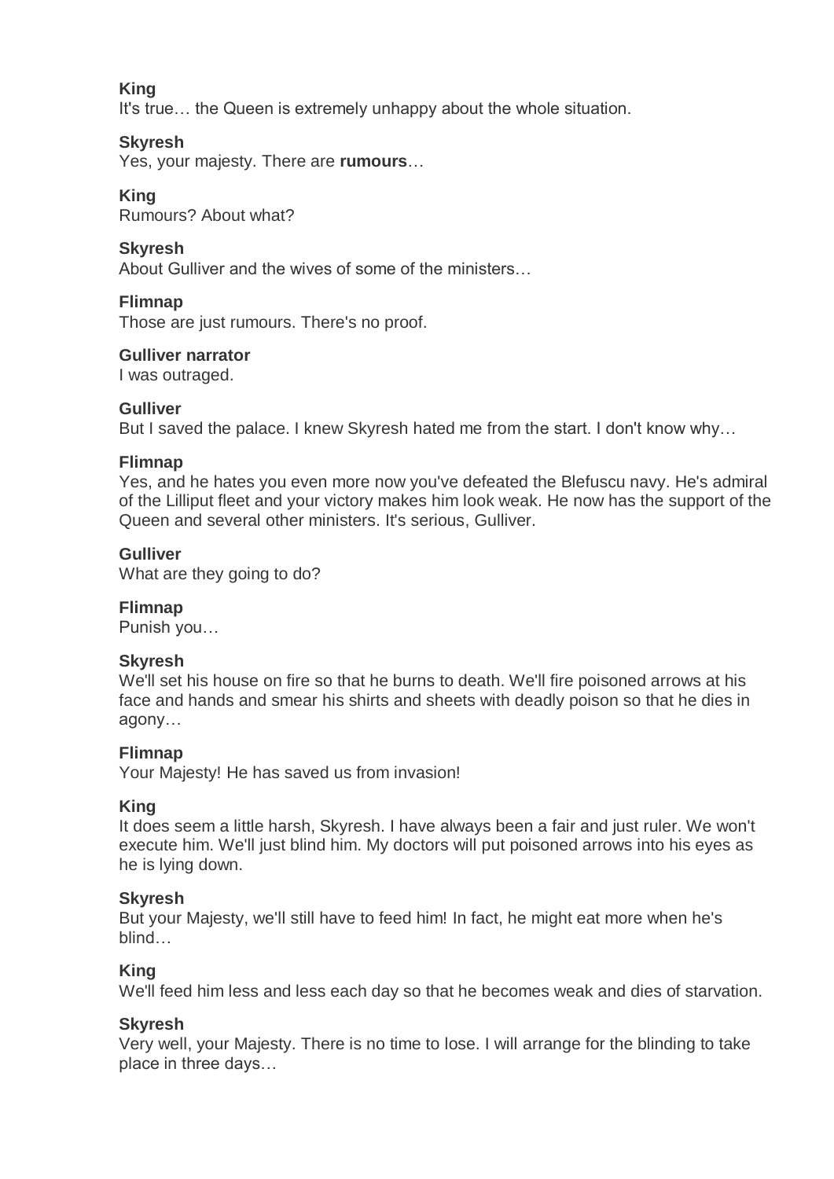**King**
It's true… the Queen is extremely unhappy about the whole situation.

**Skyresh**
Yes, your majesty. There are **rumours**…

**King**
Rumours? About what?

**Skyresh**
About Gulliver and the wives of some of the ministers…

**Flimnap**
Those are just rumours. There's no proof.

**Gulliver narrator**
I was outraged.

**Gulliver**
But I saved the palace. I knew Skyresh hated me from the start. I don't know why…

**Flimnap**
Yes, and he hates you even more now you've defeated the Blefuscu navy. He's admiral of the Lilliput fleet and your victory makes him look weak. He now has the support of the Queen and several other ministers. It's serious, Gulliver.

**Gulliver**
What are they going to do?

**Flimnap**
Punish you…

**Skyresh**
We'll set his house on fire so that he burns to death. We'll fire poisoned arrows at his face and hands and smear his shirts and sheets with deadly poison so that he dies in agony…

**Flimnap**
Your Majesty! He has saved us from invasion!

**King**
It does seem a little harsh, Skyresh. I have always been a fair and just ruler. We won't execute him. We'll just blind him. My doctors will put poisoned arrows into his eyes as he is lying down.

**Skyresh**
But your Majesty, we'll still have to feed him! In fact, he might eat more when he's blind…

**King**
We'll feed him less and less each day so that he becomes weak and dies of starvation.

**Skyresh**
Very well, your Majesty. There is no time to lose. I will arrange for the blinding to take place in three days…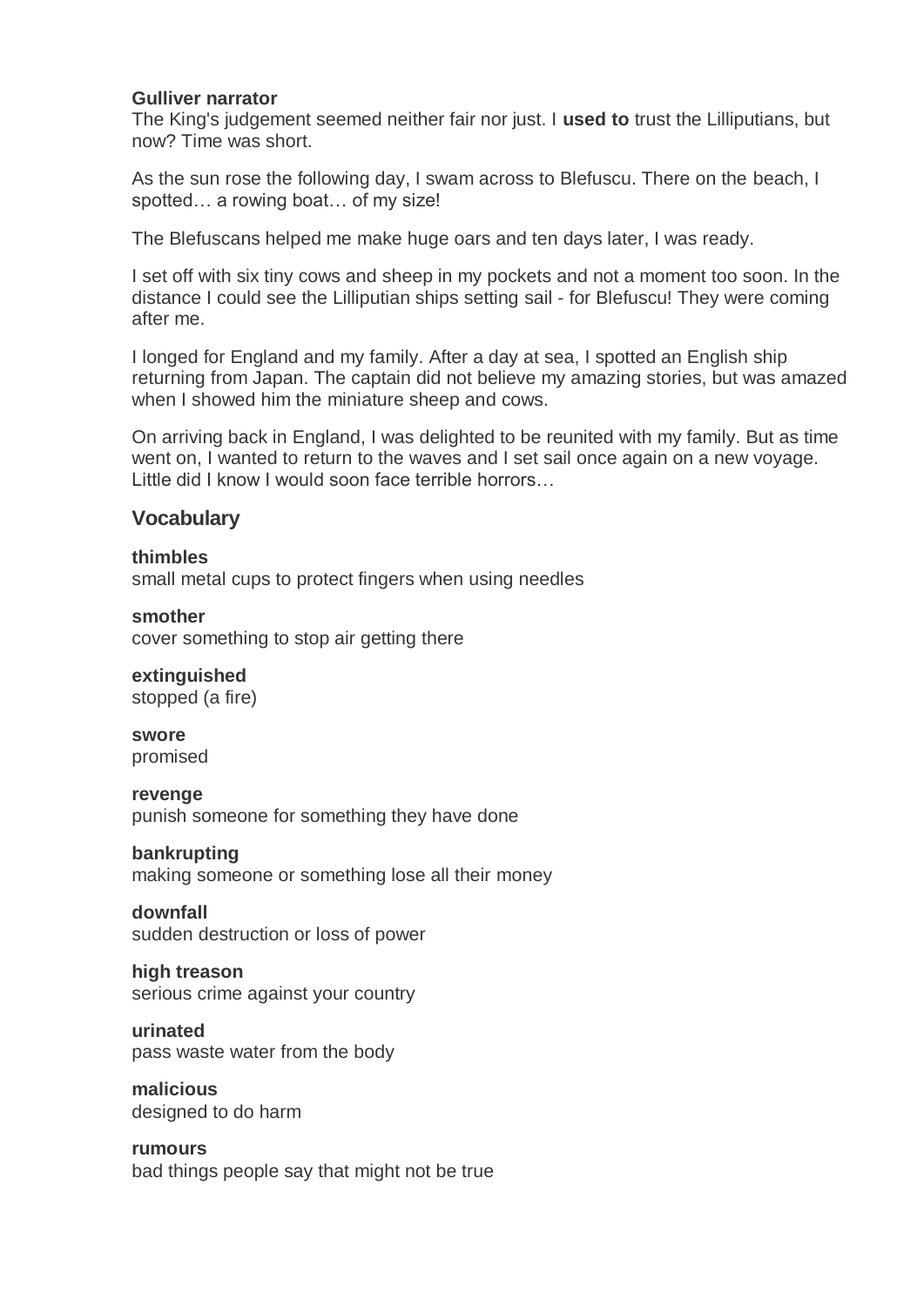**Gulliver narrator**

The King's judgement seemed neither fair nor just. I **used to** trust the Lilliputians, but now? Time was short.

As the sun rose the following day, I swam across to Blefuscu. There on the beach, I spotted… a rowing boat… of my size!

The Blefuscans helped me make huge oars and ten days later, I was ready.

I set off with six tiny cows and sheep in my pockets and not a moment too soon. In the distance I could see the Lilliputian ships setting sail - for Blefuscu! They were coming after me.

I longed for England and my family. After a day at sea, I spotted an English ship returning from Japan. The captain did not believe my amazing stories, but was amazed when I showed him the miniature sheep and cows.

On arriving back in England, I was delighted to be reunited with my family. But as time went on, I wanted to return to the waves and I set sail once again on a new voyage. Little did I know I would soon face terrible horrors…

## Vocabulary

**thimbles**
small metal cups to protect fingers when using needles

**smother**
cover something to stop air getting there

**extinguished**
stopped (a fire)

**swore**
promised

**revenge**
punish someone for something they have done

**bankrupting**
making someone or something lose all their money

**downfall**
sudden destruction or loss of power

**high treason**
serious crime against your country

**urinated**
pass waste water from the body

**malicious**
designed to do harm

**rumours**
bad things people say that might not be true